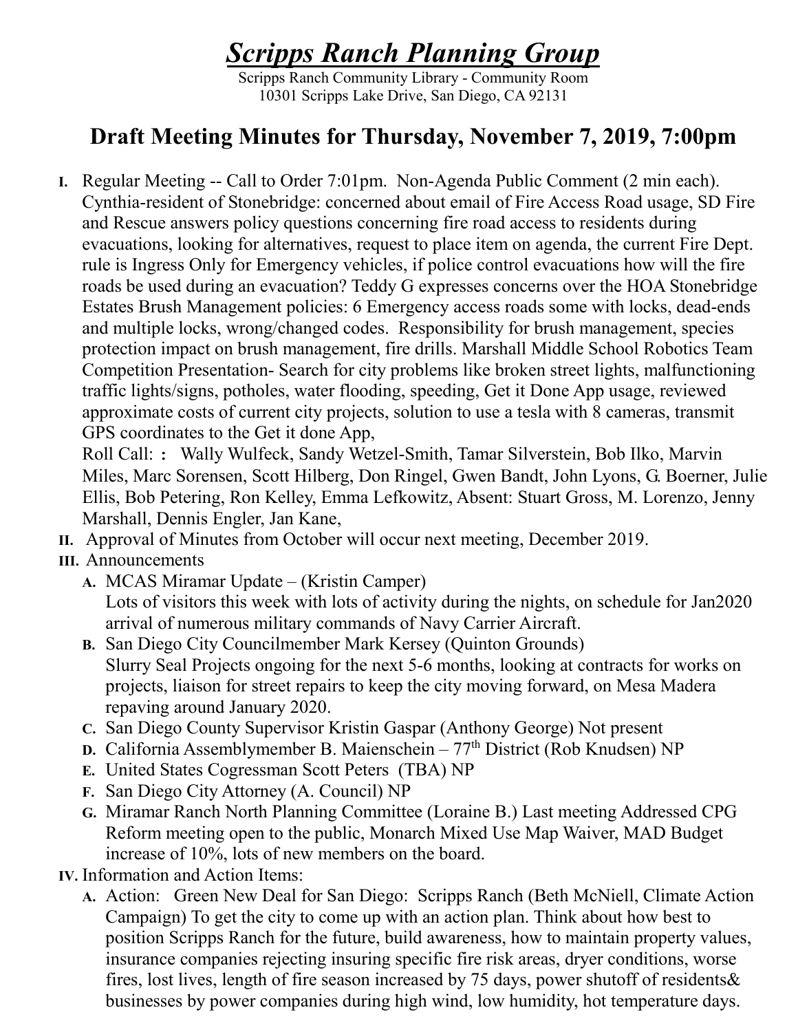# *Scripps Ranch Planning Group*

Scripps Ranch Community Library - Community Room
10301 Scripps Lake Drive, San Diego, CA 92131

## Draft Meeting Minutes for Thursday, November 7, 2019, 7:00pm

**I.** Regular Meeting -- Call to Order 7:01pm. Non-Agenda Public Comment (2 min each). Cynthia-resident of Stonebridge: concerned about email of Fire Access Road usage, SD Fire and Rescue answers policy questions concerning fire road access to residents during evacuations, looking for alternatives, request to place item on agenda, the current Fire Dept. rule is Ingress Only for Emergency vehicles, if police control evacuations how will the fire roads be used during an evacuation? Teddy G expresses concerns over the HOA Stonebridge Estates Brush Management policies: 6 Emergency access roads some with locks, dead-ends and multiple locks, wrong/changed codes. Responsibility for brush management, species protection impact on brush management, fire drills. Marshall Middle School Robotics Team Competition Presentation- Search for city problems like broken street lights, malfunctioning traffic lights/signs, potholes, water flooding, speeding, Get it Done App usage, reviewed approximate costs of current city projects, solution to use a tesla with 8 cameras, transmit GPS coordinates to the Get it done App,

Roll Call: **:** Wally Wulfeck, Sandy Wetzel-Smith, Tamar Silverstein, Bob Ilko, Marvin Miles, Marc Sorensen, Scott Hilberg, Don Ringel, Gwen Bandt, John Lyons, G. Boerner, Julie Ellis, Bob Petering, Ron Kelley, Emma Lefkowitz, Absent: Stuart Gross, M. Lorenzo, Jenny Marshall, Dennis Engler, Jan Kane,

**II.** Approval of Minutes from October will occur next meeting, December 2019.

**III.** Announcements

- **A.** MCAS Miramar Update – (Kristin Camper)
  Lots of visitors this week with lots of activity during the nights, on schedule for Jan2020 arrival of numerous military commands of Navy Carrier Aircraft.
- **B.** San Diego City Councilmember Mark Kersey (Quinton Grounds)
  Slurry Seal Projects ongoing for the next 5-6 months, looking at contracts for works on projects, liaison for street repairs to keep the city moving forward, on Mesa Madera repaving around January 2020.
- **C.** San Diego County Supervisor Kristin Gaspar (Anthony George) Not present
- **D.** California Assemblymember B. Maienschein – 77th District (Rob Knudsen) NP
- **E.** United States Cogressman Scott Peters (TBA) NP
- **F.** San Diego City Attorney (A. Council) NP
- **G.** Miramar Ranch North Planning Committee (Loraine B.) Last meeting Addressed CPG Reform meeting open to the public, Monarch Mixed Use Map Waiver, MAD Budget increase of 10%, lots of new members on the board.

**IV.** Information and Action Items:

- **A.** Action: Green New Deal for San Diego: Scripps Ranch (Beth McNiell, Climate Action Campaign) To get the city to come up with an action plan. Think about how best to position Scripps Ranch for the future, build awareness, how to maintain property values, insurance companies rejecting insuring specific fire risk areas, dryer conditions, worse fires, lost lives, length of fire season increased by 75 days, power shutoff of residents& businesses by power companies during high wind, low humidity, hot temperature days.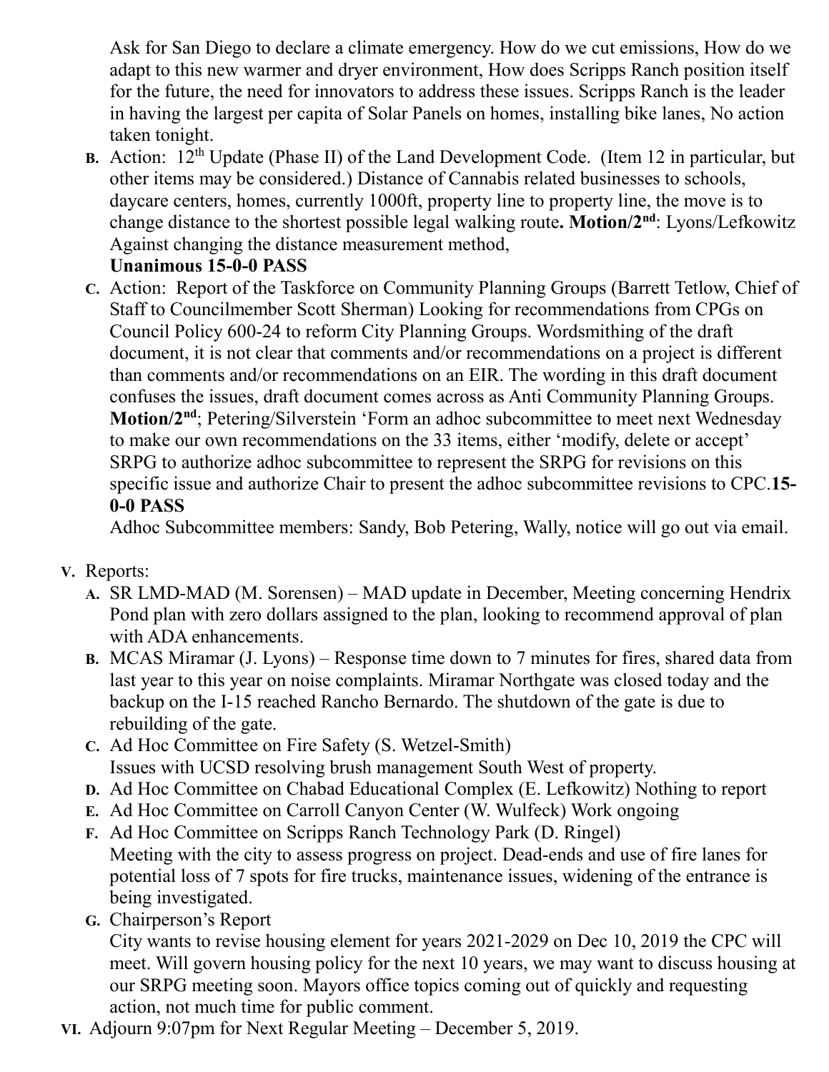Ask for San Diego to declare a climate emergency. How do we cut emissions, How do we adapt to this new warmer and dryer environment, How does Scripps Ranch position itself for the future, the need for innovators to address these issues. Scripps Ranch is the leader in having the largest per capita of Solar Panels on homes, installing bike lanes, No action taken tonight.

B. Action: 12th Update (Phase II) of the Land Development Code. (Item 12 in particular, but other items may be considered.) Distance of Cannabis related businesses to schools, daycare centers, homes, currently 1000ft, property line to property line, the move is to change distance to the shortest possible legal walking route**. Motion/2nd**: Lyons/Lefkowitz Against changing the distance measurement method,
**Unanimous 15-0-0 PASS**

C. Action: Report of the Taskforce on Community Planning Groups (Barrett Tetlow, Chief of Staff to Councilmember Scott Sherman) Looking for recommendations from CPGs on Council Policy 600-24 to reform City Planning Groups. Wordsmithing of the draft document, it is not clear that comments and/or recommendations on a project is different than comments and/or recommendations on an EIR. The wording in this draft document confuses the issues, draft document comes across as Anti Community Planning Groups. **Motion/2nd**; Petering/Silverstein 'Form an adhoc subcommittee to meet next Wednesday to make our own recommendations on the 33 items, either 'modify, delete or accept' SRPG to authorize adhoc subcommittee to represent the SRPG for revisions on this specific issue and authorize Chair to present the adhoc subcommittee revisions to CPC.**15-0-0 PASS**
Adhoc Subcommittee members: Sandy, Bob Petering, Wally, notice will go out via email.

V. Reports:

A. SR LMD-MAD (M. Sorensen) – MAD update in December, Meeting concerning Hendrix Pond plan with zero dollars assigned to the plan, looking to recommend approval of plan with ADA enhancements.

B. MCAS Miramar (J. Lyons) – Response time down to 7 minutes for fires, shared data from last year to this year on noise complaints. Miramar Northgate was closed today and the backup on the I-15 reached Rancho Bernardo. The shutdown of the gate is due to rebuilding of the gate.

C. Ad Hoc Committee on Fire Safety (S. Wetzel-Smith)
Issues with UCSD resolving brush management South West of property.

D. Ad Hoc Committee on Chabad Educational Complex (E. Lefkowitz) Nothing to report

E. Ad Hoc Committee on Carroll Canyon Center (W. Wulfeck) Work ongoing

F. Ad Hoc Committee on Scripps Ranch Technology Park (D. Ringel)
Meeting with the city to assess progress on project. Dead-ends and use of fire lanes for potential loss of 7 spots for fire trucks, maintenance issues, widening of the entrance is being investigated.

G. Chairperson's Report
City wants to revise housing element for years 2021-2029 on Dec 10, 2019 the CPC will meet. Will govern housing policy for the next 10 years, we may want to discuss housing at our SRPG meeting soon. Mayors office topics coming out of quickly and requesting action, not much time for public comment.

VI. Adjourn 9:07pm for Next Regular Meeting – December 5, 2019.